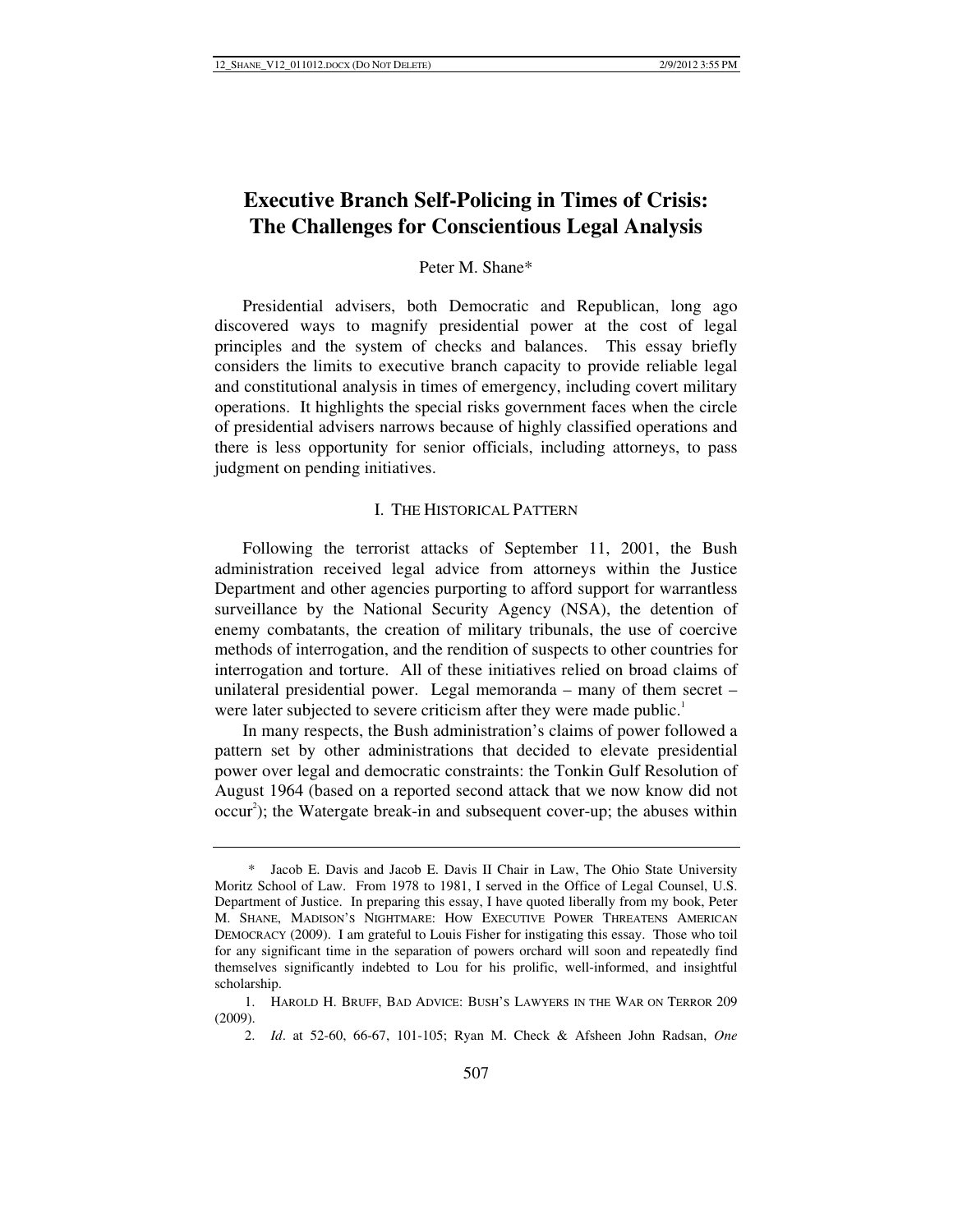# Executive Branch Self-Policing in Times of Crisis: The Challenges for Conscientious Legal Analysis

Peter M. Shane*

Presidential advisers, both Democratic and Republican, long ago discovered ways to magnify presidential power at the cost of legal principles and the system of checks and balances. This essay briefly considers the limits to executive branch capacity to provide reliable legal and constitutional analysis in times of emergency, including covert military operations. It highlights the special risks government faces when the circle of presidential advisers narrows because of highly classified operations and there is less opportunity for senior officials, including attorneys, to pass judgment on pending initiatives.

## I. THE HISTORICAL PATTERN

Following the terrorist attacks of September 11, 2001, the Bush administration received legal advice from attorneys within the Justice Department and other agencies purporting to afford support for warrantless surveillance by the National Security Agency (NSA), the detention of enemy combatants, the creation of military tribunals, the use of coercive methods of interrogation, and the rendition of suspects to other countries for interrogation and torture. All of these initiatives relied on broad claims of unilateral presidential power. Legal memoranda – many of them secret – were later subjected to severe criticism after they were made public.[1]

In many respects, the Bush administration's claims of power followed a pattern set by other administrations that decided to elevate presidential power over legal and democratic constraints: the Tonkin Gulf Resolution of August 1964 (based on a reported second attack that we now know did not occur[2]); the Watergate break-in and subsequent cover-up; the abuses within

---

\* Jacob E. Davis and Jacob E. Davis II Chair in Law, The Ohio State University Moritz School of Law. From 1978 to 1981, I served in the Office of Legal Counsel, U.S. Department of Justice. In preparing this essay, I have quoted liberally from my book, Peter M. Shane, MADISON'S NIGHTMARE: HOW EXECUTIVE POWER THREATENS AMERICAN DEMOCRACY (2009). I am grateful to Louis Fisher for instigating this essay. Those who toil for any significant time in the separation of powers orchard will soon and repeatedly find themselves significantly indebted to Lou for his prolific, well-informed, and insightful scholarship.

1. HAROLD H. BRUFF, BAD ADVICE: BUSH'S LAWYERS IN THE WAR ON TERROR 209 (2009).

2. *Id*. at 52-60, 66-67, 101-105; Ryan M. Check & Afsheen John Radsan, *One*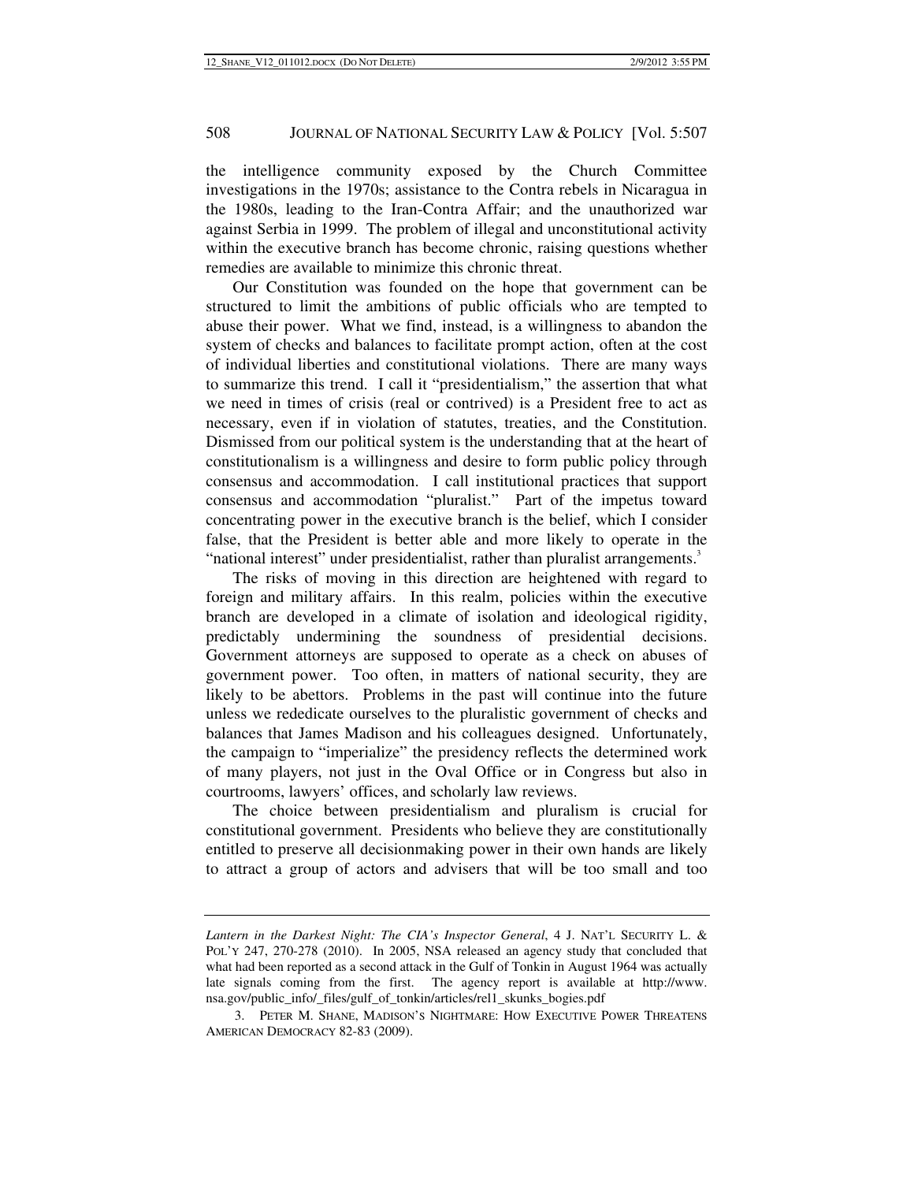the intelligence community exposed by the Church Committee investigations in the 1970s; assistance to the Contra rebels in Nicaragua in the 1980s, leading to the Iran-Contra Affair; and the unauthorized war against Serbia in 1999. The problem of illegal and unconstitutional activity within the executive branch has become chronic, raising questions whether remedies are available to minimize this chronic threat.

Our Constitution was founded on the hope that government can be structured to limit the ambitions of public officials who are tempted to abuse their power. What we find, instead, is a willingness to abandon the system of checks and balances to facilitate prompt action, often at the cost of individual liberties and constitutional violations. There are many ways to summarize this trend. I call it "presidentialism," the assertion that what we need in times of crisis (real or contrived) is a President free to act as necessary, even if in violation of statutes, treaties, and the Constitution. Dismissed from our political system is the understanding that at the heart of constitutionalism is a willingness and desire to form public policy through consensus and accommodation. I call institutional practices that support consensus and accommodation "pluralist." Part of the impetus toward concentrating power in the executive branch is the belief, which I consider false, that the President is better able and more likely to operate in the "national interest" under presidentialist, rather than pluralist arrangements.[3]

The risks of moving in this direction are heightened with regard to foreign and military affairs. In this realm, policies within the executive branch are developed in a climate of isolation and ideological rigidity, predictably undermining the soundness of presidential decisions. Government attorneys are supposed to operate as a check on abuses of government power. Too often, in matters of national security, they are likely to be abettors. Problems in the past will continue into the future unless we rededicate ourselves to the pluralistic government of checks and balances that James Madison and his colleagues designed. Unfortunately, the campaign to "imperialize" the presidency reflects the determined work of many players, not just in the Oval Office or in Congress but also in courtrooms, lawyers' offices, and scholarly law reviews.

The choice between presidentialism and pluralism is crucial for constitutional government. Presidents who believe they are constitutionally entitled to preserve all decisionmaking power in their own hands are likely to attract a group of actors and advisers that will be too small and too

---

*Lantern in the Darkest Night: The CIA's Inspector General*, 4 J. NAT'L SECURITY L. & POL'Y 247, 270-278 (2010). In 2005, NSA released an agency study that concluded that what had been reported as a second attack in the Gulf of Tonkin in August 1964 was actually late signals coming from the first. The agency report is available at http://www.nsa.gov/public_info/_files/gulf_of_tonkin/articles/rel1_skunks_bogies.pdf

3. PETER M. SHANE, MADISON'S NIGHTMARE: HOW EXECUTIVE POWER THREATENS AMERICAN DEMOCRACY 82-83 (2009).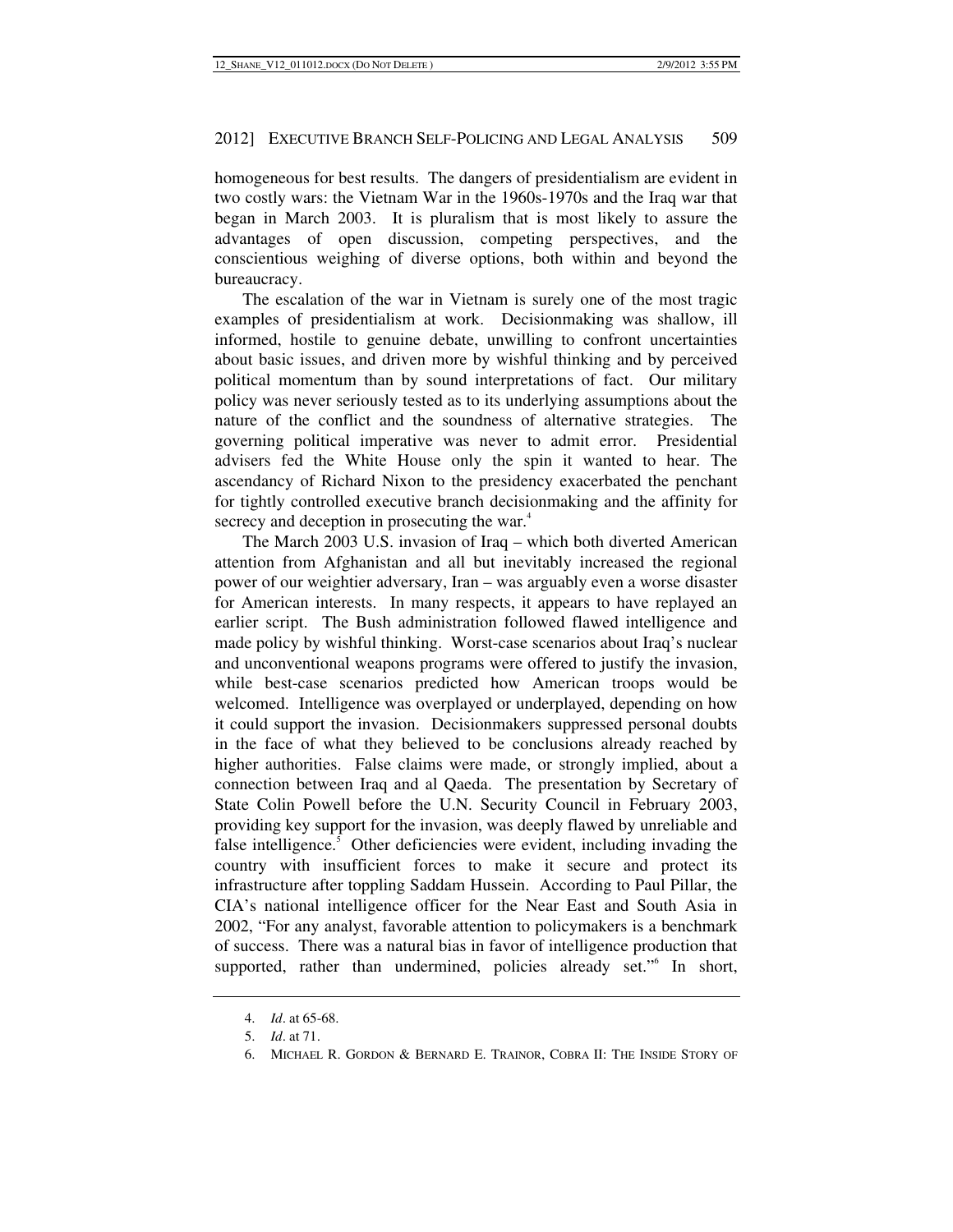homogeneous for best results. The dangers of presidentialism are evident in two costly wars: the Vietnam War in the 1960s-1970s and the Iraq war that began in March 2003. It is pluralism that is most likely to assure the advantages of open discussion, competing perspectives, and the conscientious weighing of diverse options, both within and beyond the bureaucracy.

The escalation of the war in Vietnam is surely one of the most tragic examples of presidentialism at work. Decisionmaking was shallow, ill informed, hostile to genuine debate, unwilling to confront uncertainties about basic issues, and driven more by wishful thinking and by perceived political momentum than by sound interpretations of fact. Our military policy was never seriously tested as to its underlying assumptions about the nature of the conflict and the soundness of alternative strategies. The governing political imperative was never to admit error. Presidential advisers fed the White House only the spin it wanted to hear. The ascendancy of Richard Nixon to the presidency exacerbated the penchant for tightly controlled executive branch decisionmaking and the affinity for secrecy and deception in prosecuting the war.[4]

The March 2003 U.S. invasion of Iraq – which both diverted American attention from Afghanistan and all but inevitably increased the regional power of our weightier adversary, Iran – was arguably even a worse disaster for American interests. In many respects, it appears to have replayed an earlier script. The Bush administration followed flawed intelligence and made policy by wishful thinking. Worst-case scenarios about Iraq's nuclear and unconventional weapons programs were offered to justify the invasion, while best-case scenarios predicted how American troops would be welcomed. Intelligence was overplayed or underplayed, depending on how it could support the invasion. Decisionmakers suppressed personal doubts in the face of what they believed to be conclusions already reached by higher authorities. False claims were made, or strongly implied, about a connection between Iraq and al Qaeda. The presentation by Secretary of State Colin Powell before the U.N. Security Council in February 2003, providing key support for the invasion, was deeply flawed by unreliable and false intelligence.[5] Other deficiencies were evident, including invading the country with insufficient forces to make it secure and protect its infrastructure after toppling Saddam Hussein. According to Paul Pillar, the CIA's national intelligence officer for the Near East and South Asia in 2002, "For any analyst, favorable attention to policymakers is a benchmark of success. There was a natural bias in favor of intelligence production that supported, rather than undermined, policies already set."[6] In short,

---

4. *Id*. at 65-68.
5. *Id*. at 71.
6. MICHAEL R. GORDON & BERNARD E. TRAINOR, COBRA II: THE INSIDE STORY OF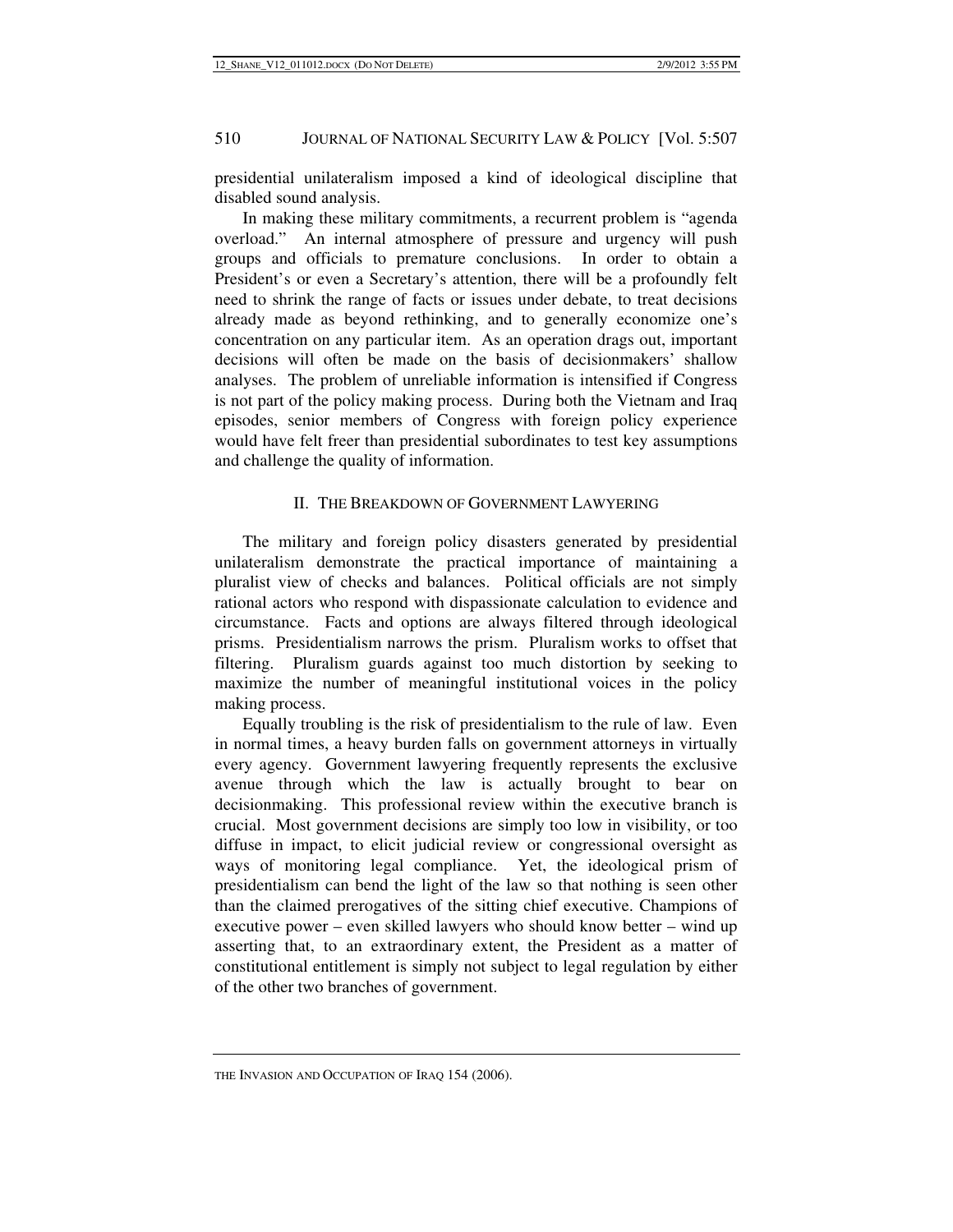presidential unilateralism imposed a kind of ideological discipline that disabled sound analysis.

In making these military commitments, a recurrent problem is "agenda overload." An internal atmosphere of pressure and urgency will push groups and officials to premature conclusions. In order to obtain a President's or even a Secretary's attention, there will be a profoundly felt need to shrink the range of facts or issues under debate, to treat decisions already made as beyond rethinking, and to generally economize one's concentration on any particular item. As an operation drags out, important decisions will often be made on the basis of decisionmakers' shallow analyses. The problem of unreliable information is intensified if Congress is not part of the policy making process. During both the Vietnam and Iraq episodes, senior members of Congress with foreign policy experience would have felt freer than presidential subordinates to test key assumptions and challenge the quality of information.

## II. THE BREAKDOWN OF GOVERNMENT LAWYERING

The military and foreign policy disasters generated by presidential unilateralism demonstrate the practical importance of maintaining a pluralist view of checks and balances. Political officials are not simply rational actors who respond with dispassionate calculation to evidence and circumstance. Facts and options are always filtered through ideological prisms. Presidentialism narrows the prism. Pluralism works to offset that filtering. Pluralism guards against too much distortion by seeking to maximize the number of meaningful institutional voices in the policy making process.

Equally troubling is the risk of presidentialism to the rule of law. Even in normal times, a heavy burden falls on government attorneys in virtually every agency. Government lawyering frequently represents the exclusive avenue through which the law is actually brought to bear on decisionmaking. This professional review within the executive branch is crucial. Most government decisions are simply too low in visibility, or too diffuse in impact, to elicit judicial review or congressional oversight as ways of monitoring legal compliance. Yet, the ideological prism of presidentialism can bend the light of the law so that nothing is seen other than the claimed prerogatives of the sitting chief executive. Champions of executive power – even skilled lawyers who should know better – wind up asserting that, to an extraordinary extent, the President as a matter of constitutional entitlement is simply not subject to legal regulation by either of the other two branches of government.

---

THE INVASION AND OCCUPATION OF IRAQ 154 (2006).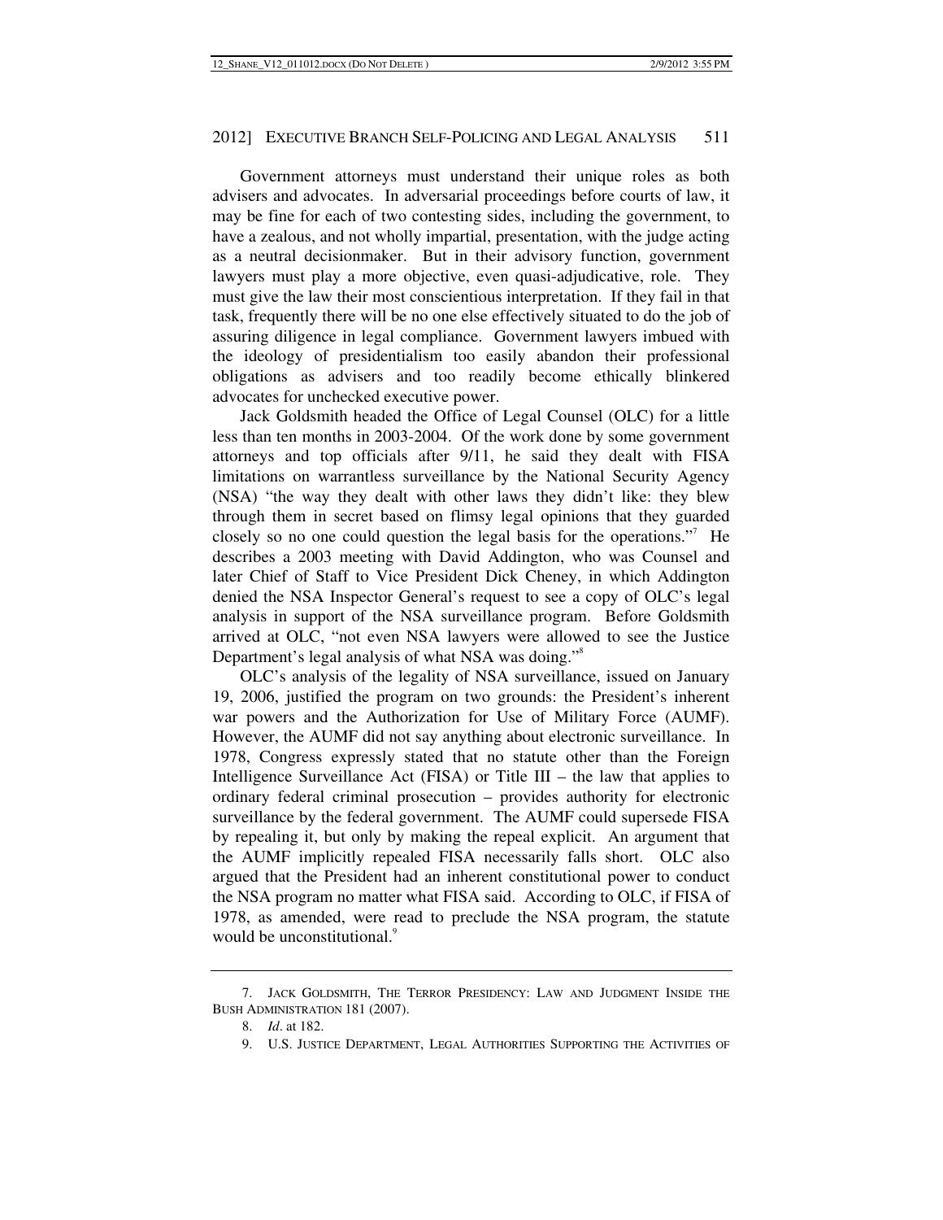Government attorneys must understand their unique roles as both advisers and advocates. In adversarial proceedings before courts of law, it may be fine for each of two contesting sides, including the government, to have a zealous, and not wholly impartial, presentation, with the judge acting as a neutral decisionmaker. But in their advisory function, government lawyers must play a more objective, even quasi-adjudicative, role. They must give the law their most conscientious interpretation. If they fail in that task, frequently there will be no one else effectively situated to do the job of assuring diligence in legal compliance. Government lawyers imbued with the ideology of presidentialism too easily abandon their professional obligations as advisers and too readily become ethically blinkered advocates for unchecked executive power.

Jack Goldsmith headed the Office of Legal Counsel (OLC) for a little less than ten months in 2003-2004. Of the work done by some government attorneys and top officials after 9/11, he said they dealt with FISA limitations on warrantless surveillance by the National Security Agency (NSA) "the way they dealt with other laws they didn't like: they blew through them in secret based on flimsy legal opinions that they guarded closely so no one could question the legal basis for the operations."[7] He describes a 2003 meeting with David Addington, who was Counsel and later Chief of Staff to Vice President Dick Cheney, in which Addington denied the NSA Inspector General's request to see a copy of OLC's legal analysis in support of the NSA surveillance program. Before Goldsmith arrived at OLC, "not even NSA lawyers were allowed to see the Justice Department's legal analysis of what NSA was doing."[8]

OLC's analysis of the legality of NSA surveillance, issued on January 19, 2006, justified the program on two grounds: the President's inherent war powers and the Authorization for Use of Military Force (AUMF). However, the AUMF did not say anything about electronic surveillance. In 1978, Congress expressly stated that no statute other than the Foreign Intelligence Surveillance Act (FISA) or Title III – the law that applies to ordinary federal criminal prosecution – provides authority for electronic surveillance by the federal government. The AUMF could supersede FISA by repealing it, but only by making the repeal explicit. An argument that the AUMF implicitly repealed FISA necessarily falls short. OLC also argued that the President had an inherent constitutional power to conduct the NSA program no matter what FISA said. According to OLC, if FISA of 1978, as amended, were read to preclude the NSA program, the statute would be unconstitutional.[9]

---

7. JACK GOLDSMITH, THE TERROR PRESIDENCY: LAW AND JUDGMENT INSIDE THE BUSH ADMINISTRATION 181 (2007).

8. *Id*. at 182.

9. U.S. JUSTICE DEPARTMENT, LEGAL AUTHORITIES SUPPORTING THE ACTIVITIES OF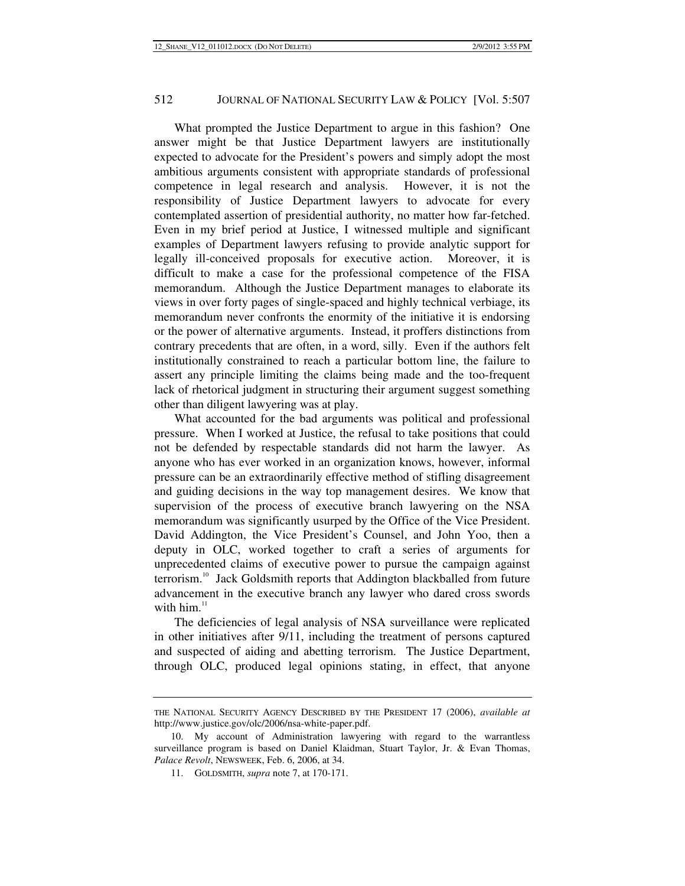What prompted the Justice Department to argue in this fashion? One answer might be that Justice Department lawyers are institutionally expected to advocate for the President's powers and simply adopt the most ambitious arguments consistent with appropriate standards of professional competence in legal research and analysis. However, it is not the responsibility of Justice Department lawyers to advocate for every contemplated assertion of presidential authority, no matter how far-fetched. Even in my brief period at Justice, I witnessed multiple and significant examples of Department lawyers refusing to provide analytic support for legally ill-conceived proposals for executive action. Moreover, it is difficult to make a case for the professional competence of the FISA memorandum. Although the Justice Department manages to elaborate its views in over forty pages of single-spaced and highly technical verbiage, its memorandum never confronts the enormity of the initiative it is endorsing or the power of alternative arguments. Instead, it proffers distinctions from contrary precedents that are often, in a word, silly. Even if the authors felt institutionally constrained to reach a particular bottom line, the failure to assert any principle limiting the claims being made and the too-frequent lack of rhetorical judgment in structuring their argument suggest something other than diligent lawyering was at play.

What accounted for the bad arguments was political and professional pressure. When I worked at Justice, the refusal to take positions that could not be defended by respectable standards did not harm the lawyer. As anyone who has ever worked in an organization knows, however, informal pressure can be an extraordinarily effective method of stifling disagreement and guiding decisions in the way top management desires. We know that supervision of the process of executive branch lawyering on the NSA memorandum was significantly usurped by the Office of the Vice President. David Addington, the Vice President's Counsel, and John Yoo, then a deputy in OLC, worked together to craft a series of arguments for unprecedented claims of executive power to pursue the campaign against terrorism.[10] Jack Goldsmith reports that Addington blackballed from future advancement in the executive branch any lawyer who dared cross swords with him.[11]

The deficiencies of legal analysis of NSA surveillance were replicated in other initiatives after 9/11, including the treatment of persons captured and suspected of aiding and abetting terrorism. The Justice Department, through OLC, produced legal opinions stating, in effect, that anyone

---

THE NATIONAL SECURITY AGENCY DESCRIBED BY THE PRESIDENT 17 (2006), *available at* http://www.justice.gov/olc/2006/nsa-white-paper.pdf.

10. My account of Administration lawyering with regard to the warrantless surveillance program is based on Daniel Klaidman, Stuart Taylor, Jr. & Evan Thomas, *Palace Revolt*, NEWSWEEK, Feb. 6, 2006, at 34.

11. GOLDSMITH, *supra* note 7, at 170-171.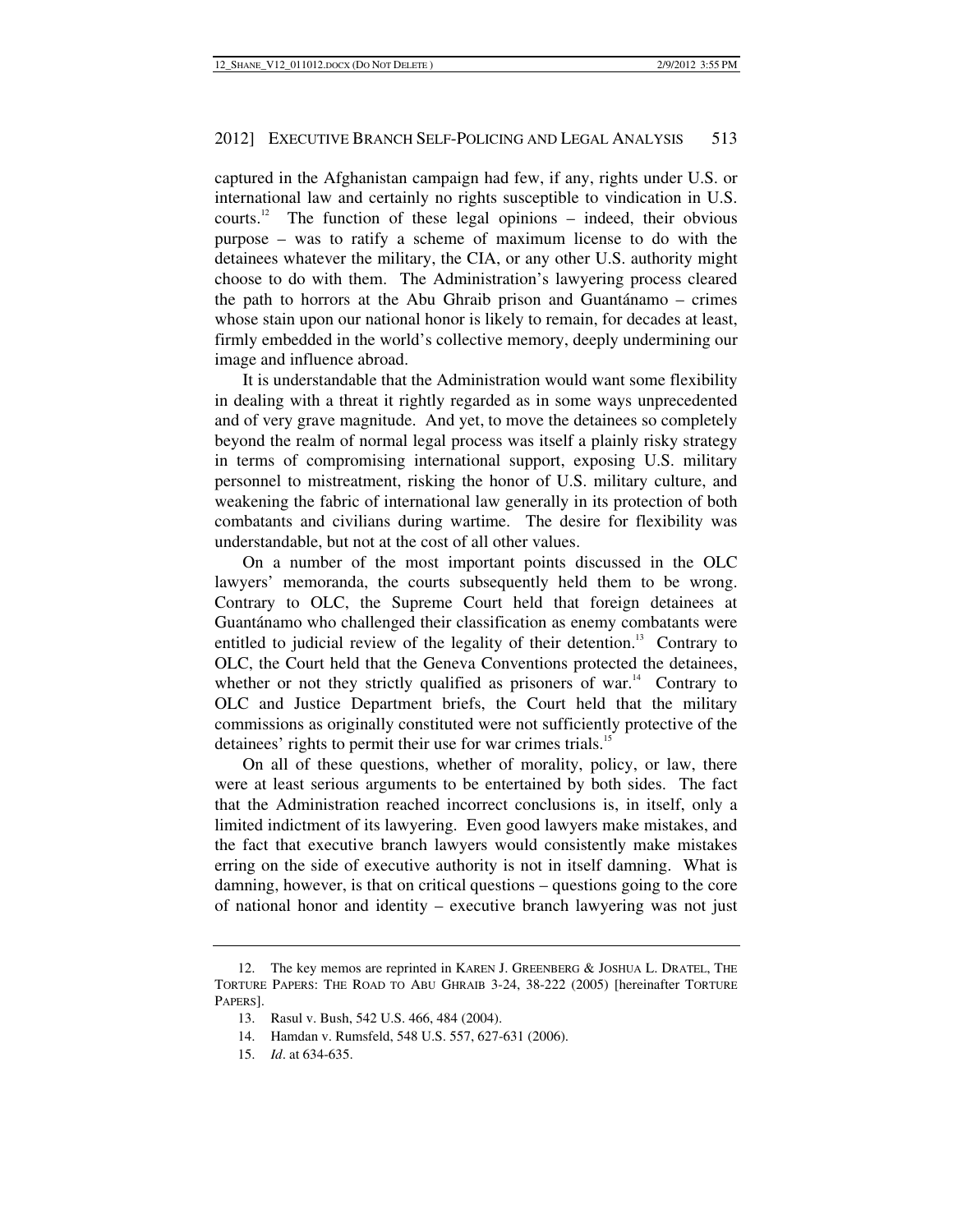captured in the Afghanistan campaign had few, if any, rights under U.S. or international law and certainly no rights susceptible to vindication in U.S. courts.[12] The function of these legal opinions – indeed, their obvious purpose – was to ratify a scheme of maximum license to do with the detainees whatever the military, the CIA, or any other U.S. authority might choose to do with them. The Administration's lawyering process cleared the path to horrors at the Abu Ghraib prison and Guantánamo – crimes whose stain upon our national honor is likely to remain, for decades at least, firmly embedded in the world's collective memory, deeply undermining our image and influence abroad.

It is understandable that the Administration would want some flexibility in dealing with a threat it rightly regarded as in some ways unprecedented and of very grave magnitude. And yet, to move the detainees so completely beyond the realm of normal legal process was itself a plainly risky strategy in terms of compromising international support, exposing U.S. military personnel to mistreatment, risking the honor of U.S. military culture, and weakening the fabric of international law generally in its protection of both combatants and civilians during wartime. The desire for flexibility was understandable, but not at the cost of all other values.

On a number of the most important points discussed in the OLC lawyers' memoranda, the courts subsequently held them to be wrong. Contrary to OLC, the Supreme Court held that foreign detainees at Guantánamo who challenged their classification as enemy combatants were entitled to judicial review of the legality of their detention.[13] Contrary to OLC, the Court held that the Geneva Conventions protected the detainees, whether or not they strictly qualified as prisoners of war.[14] Contrary to OLC and Justice Department briefs, the Court held that the military commissions as originally constituted were not sufficiently protective of the detainees' rights to permit their use for war crimes trials.[15]

On all of these questions, whether of morality, policy, or law, there were at least serious arguments to be entertained by both sides. The fact that the Administration reached incorrect conclusions is, in itself, only a limited indictment of its lawyering. Even good lawyers make mistakes, and the fact that executive branch lawyers would consistently make mistakes erring on the side of executive authority is not in itself damning. What is damning, however, is that on critical questions – questions going to the core of national honor and identity – executive branch lawyering was not just

---

12. The key memos are reprinted in KAREN J. GREENBERG & JOSHUA L. DRATEL, THE TORTURE PAPERS: THE ROAD TO ABU GHRAIB 3-24, 38-222 (2005) [hereinafter TORTURE PAPERS].

13. Rasul v. Bush, 542 U.S. 466, 484 (2004).

14. Hamdan v. Rumsfeld, 548 U.S. 557, 627-631 (2006).

15. *Id*. at 634-635.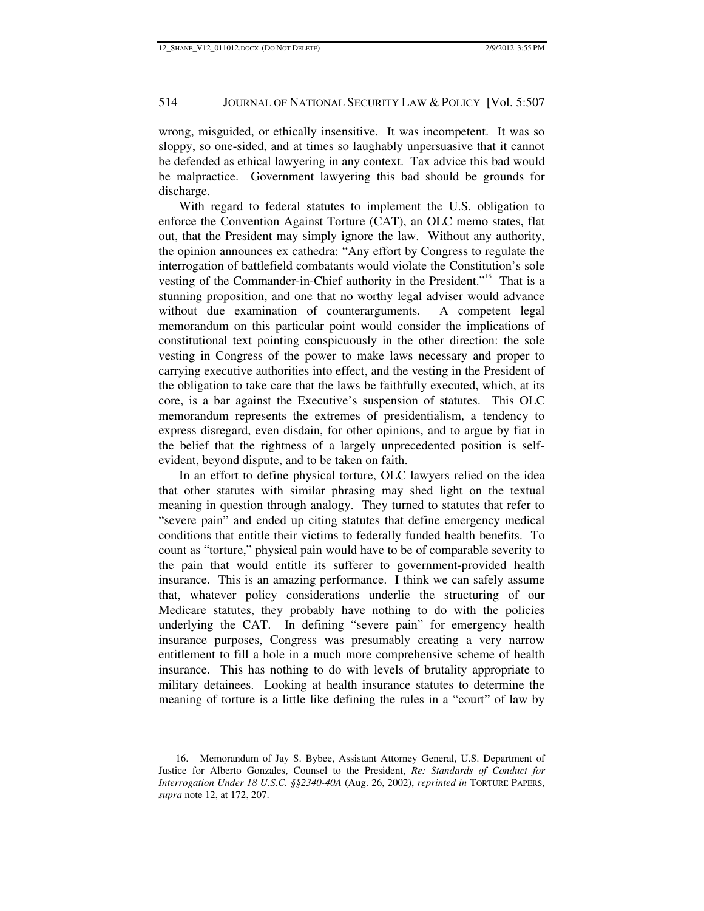wrong, misguided, or ethically insensitive. It was incompetent. It was so sloppy, so one-sided, and at times so laughably unpersuasive that it cannot be defended as ethical lawyering in any context. Tax advice this bad would be malpractice. Government lawyering this bad should be grounds for discharge.

With regard to federal statutes to implement the U.S. obligation to enforce the Convention Against Torture (CAT), an OLC memo states, flat out, that the President may simply ignore the law. Without any authority, the opinion announces ex cathedra: "Any effort by Congress to regulate the interrogation of battlefield combatants would violate the Constitution's sole vesting of the Commander-in-Chief authority in the President."[16] That is a stunning proposition, and one that no worthy legal adviser would advance without due examination of counterarguments. A competent legal memorandum on this particular point would consider the implications of constitutional text pointing conspicuously in the other direction: the sole vesting in Congress of the power to make laws necessary and proper to carrying executive authorities into effect, and the vesting in the President of the obligation to take care that the laws be faithfully executed, which, at its core, is a bar against the Executive's suspension of statutes. This OLC memorandum represents the extremes of presidentialism, a tendency to express disregard, even disdain, for other opinions, and to argue by fiat in the belief that the rightness of a largely unprecedented position is self-evident, beyond dispute, and to be taken on faith.

In an effort to define physical torture, OLC lawyers relied on the idea that other statutes with similar phrasing may shed light on the textual meaning in question through analogy. They turned to statutes that refer to "severe pain" and ended up citing statutes that define emergency medical conditions that entitle their victims to federally funded health benefits. To count as "torture," physical pain would have to be of comparable severity to the pain that would entitle its sufferer to government-provided health insurance. This is an amazing performance. I think we can safely assume that, whatever policy considerations underlie the structuring of our Medicare statutes, they probably have nothing to do with the policies underlying the CAT. In defining "severe pain" for emergency health insurance purposes, Congress was presumably creating a very narrow entitlement to fill a hole in a much more comprehensive scheme of health insurance. This has nothing to do with levels of brutality appropriate to military detainees. Looking at health insurance statutes to determine the meaning of torture is a little like defining the rules in a "court" of law by

---

16. Memorandum of Jay S. Bybee, Assistant Attorney General, U.S. Department of Justice for Alberto Gonzales, Counsel to the President, *Re: Standards of Conduct for Interrogation Under 18 U.S.C. §§2340-40A* (Aug. 26, 2002), *reprinted in* TORTURE PAPERS, *supra* note 12, at 172, 207.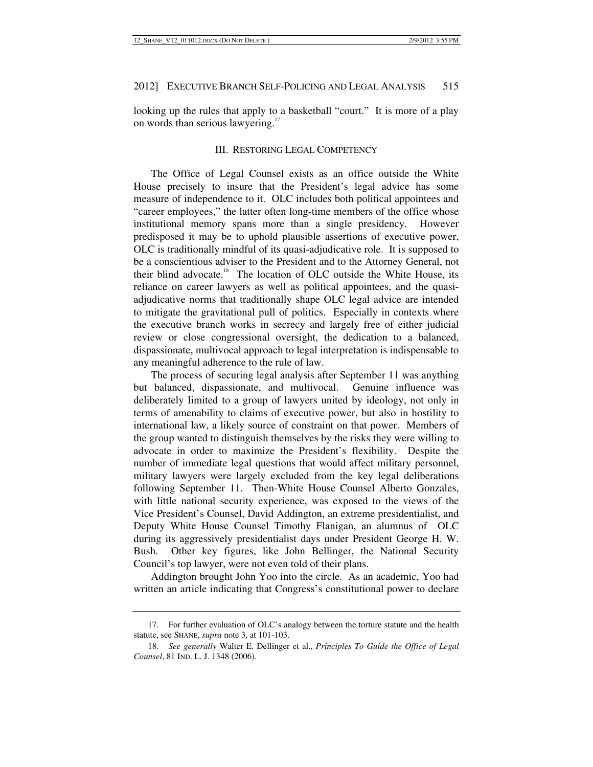looking up the rules that apply to a basketball "court." It is more of a play on words than serious lawyering.[17]

## III. RESTORING LEGAL COMPETENCY

The Office of Legal Counsel exists as an office outside the White House precisely to insure that the President's legal advice has some measure of independence to it. OLC includes both political appointees and "career employees," the latter often long-time members of the office whose institutional memory spans more than a single presidency. However predisposed it may be to uphold plausible assertions of executive power, OLC is traditionally mindful of its quasi-adjudicative role. It is supposed to be a conscientious adviser to the President and to the Attorney General, not their blind advocate.[18] The location of OLC outside the White House, its reliance on career lawyers as well as political appointees, and the quasi-adjudicative norms that traditionally shape OLC legal advice are intended to mitigate the gravitational pull of politics. Especially in contexts where the executive branch works in secrecy and largely free of either judicial review or close congressional oversight, the dedication to a balanced, dispassionate, multivocal approach to legal interpretation is indispensable to any meaningful adherence to the rule of law.

The process of securing legal analysis after September 11 was anything but balanced, dispassionate, and multivocal. Genuine influence was deliberately limited to a group of lawyers united by ideology, not only in terms of amenability to claims of executive power, but also in hostility to international law, a likely source of constraint on that power. Members of the group wanted to distinguish themselves by the risks they were willing to advocate in order to maximize the President's flexibility. Despite the number of immediate legal questions that would affect military personnel, military lawyers were largely excluded from the key legal deliberations following September 11. Then-White House Counsel Alberto Gonzales, with little national security experience, was exposed to the views of the Vice President's Counsel, David Addington, an extreme presidentialist, and Deputy White House Counsel Timothy Flanigan, an alumnus of OLC during its aggressively presidentialist days under President George H. W. Bush. Other key figures, like John Bellinger, the National Security Council's top lawyer, were not even told of their plans.

Addington brought John Yoo into the circle. As an academic, Yoo had written an article indicating that Congress's constitutional power to declare

---

17. For further evaluation of OLC's analogy between the torture statute and the health statute, see SHANE, *supra* note 3, at 101-103.

18. *See generally* Walter E. Dellinger et al., *Principles To Guide the Office of Legal Counsel*, 81 IND. L. J. 1348 (2006).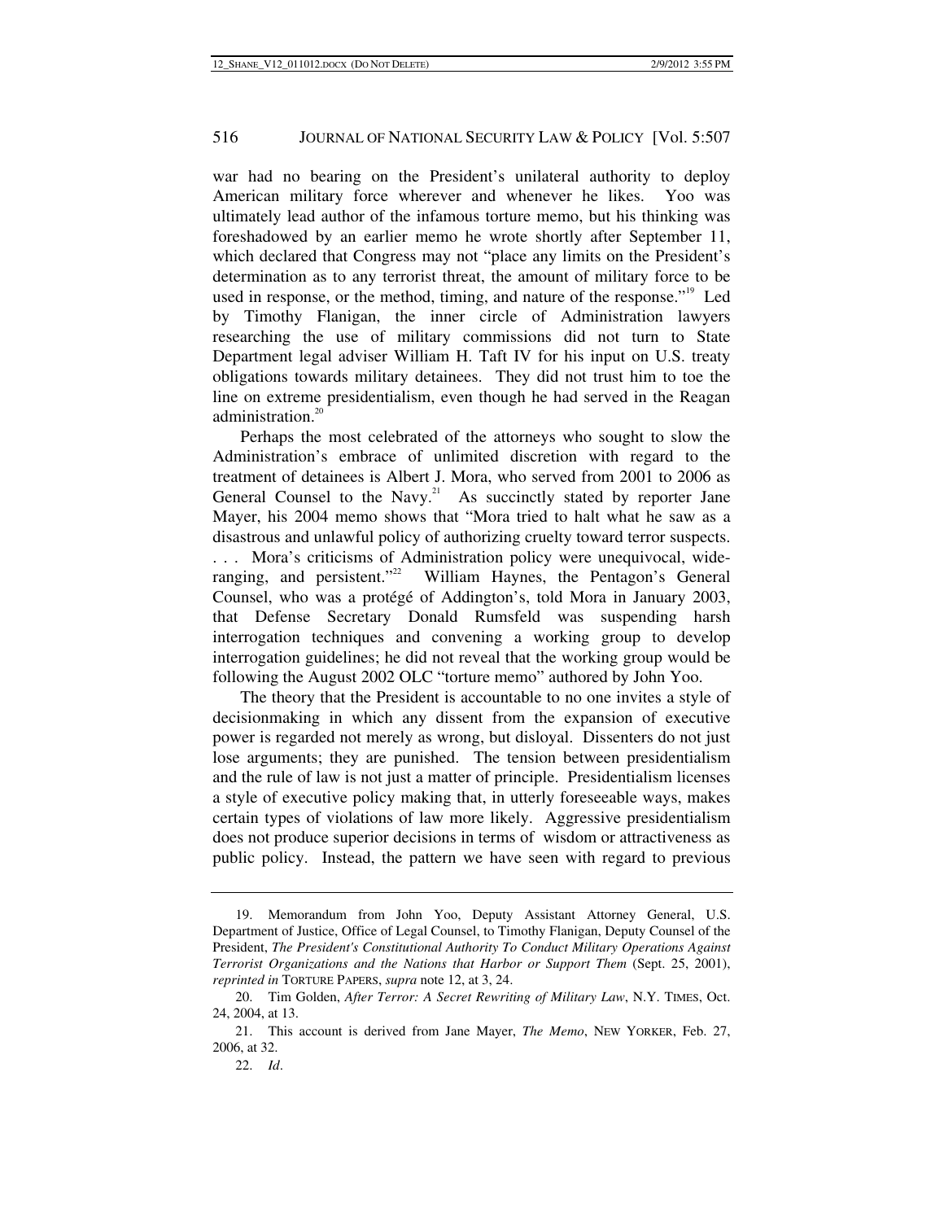war had no bearing on the President's unilateral authority to deploy American military force wherever and whenever he likes. Yoo was ultimately lead author of the infamous torture memo, but his thinking was foreshadowed by an earlier memo he wrote shortly after September 11, which declared that Congress may not "place any limits on the President's determination as to any terrorist threat, the amount of military force to be used in response, or the method, timing, and nature of the response."[19] Led by Timothy Flanigan, the inner circle of Administration lawyers researching the use of military commissions did not turn to State Department legal adviser William H. Taft IV for his input on U.S. treaty obligations towards military detainees. They did not trust him to toe the line on extreme presidentialism, even though he had served in the Reagan administration.[20]

Perhaps the most celebrated of the attorneys who sought to slow the Administration's embrace of unlimited discretion with regard to the treatment of detainees is Albert J. Mora, who served from 2001 to 2006 as General Counsel to the Navy.[21] As succinctly stated by reporter Jane Mayer, his 2004 memo shows that "Mora tried to halt what he saw as a disastrous and unlawful policy of authorizing cruelty toward terror suspects. . . . Mora's criticisms of Administration policy were unequivocal, wide-ranging, and persistent."[22] William Haynes, the Pentagon's General Counsel, who was a protégé of Addington's, told Mora in January 2003, that Defense Secretary Donald Rumsfeld was suspending harsh interrogation techniques and convening a working group to develop interrogation guidelines; he did not reveal that the working group would be following the August 2002 OLC "torture memo" authored by John Yoo.

The theory that the President is accountable to no one invites a style of decisionmaking in which any dissent from the expansion of executive power is regarded not merely as wrong, but disloyal. Dissenters do not just lose arguments; they are punished. The tension between presidentialism and the rule of law is not just a matter of principle. Presidentialism licenses a style of executive policy making that, in utterly foreseeable ways, makes certain types of violations of law more likely. Aggressive presidentialism does not produce superior decisions in terms of wisdom or attractiveness as public policy. Instead, the pattern we have seen with regard to previous

---

19. Memorandum from John Yoo, Deputy Assistant Attorney General, U.S. Department of Justice, Office of Legal Counsel, to Timothy Flanigan, Deputy Counsel of the President, *The President's Constitutional Authority To Conduct Military Operations Against Terrorist Organizations and the Nations that Harbor or Support Them* (Sept. 25, 2001), *reprinted in* TORTURE PAPERS, *supra* note 12, at 3, 24.

20. Tim Golden, *After Terror: A Secret Rewriting of Military Law*, N.Y. TIMES, Oct. 24, 2004, at 13.

21. This account is derived from Jane Mayer, *The Memo*, NEW YORKER, Feb. 27, 2006, at 32.

22. *Id*.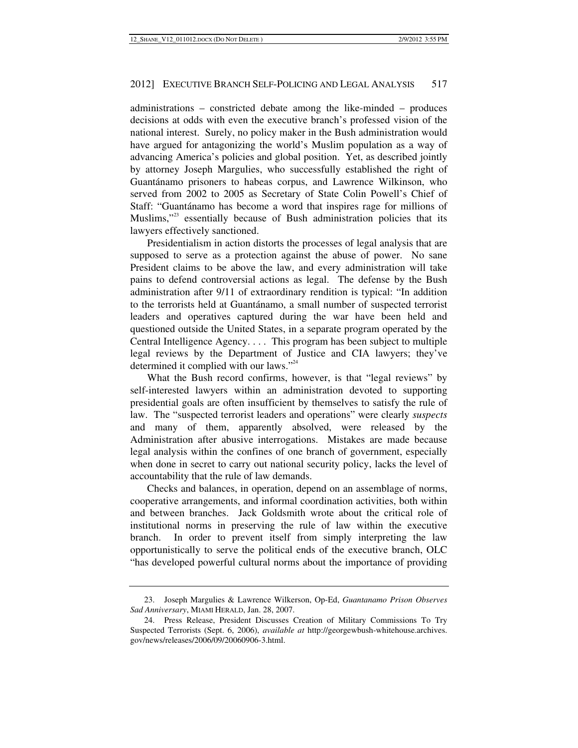administrations – constricted debate among the like-minded – produces decisions at odds with even the executive branch's professed vision of the national interest. Surely, no policy maker in the Bush administration would have argued for antagonizing the world's Muslim population as a way of advancing America's policies and global position. Yet, as described jointly by attorney Joseph Margulies, who successfully established the right of Guantánamo prisoners to habeas corpus, and Lawrence Wilkinson, who served from 2002 to 2005 as Secretary of State Colin Powell's Chief of Staff: "Guantánamo has become a word that inspires rage for millions of Muslims,"[23] essentially because of Bush administration policies that its lawyers effectively sanctioned.

Presidentialism in action distorts the processes of legal analysis that are supposed to serve as a protection against the abuse of power. No sane President claims to be above the law, and every administration will take pains to defend controversial actions as legal. The defense by the Bush administration after 9/11 of extraordinary rendition is typical: "In addition to the terrorists held at Guantánamo, a small number of suspected terrorist leaders and operatives captured during the war have been held and questioned outside the United States, in a separate program operated by the Central Intelligence Agency. . . . This program has been subject to multiple legal reviews by the Department of Justice and CIA lawyers; they've determined it complied with our laws."[24]

What the Bush record confirms, however, is that "legal reviews" by self-interested lawyers within an administration devoted to supporting presidential goals are often insufficient by themselves to satisfy the rule of law. The "suspected terrorist leaders and operations" were clearly *suspects* and many of them, apparently absolved, were released by the Administration after abusive interrogations. Mistakes are made because legal analysis within the confines of one branch of government, especially when done in secret to carry out national security policy, lacks the level of accountability that the rule of law demands.

Checks and balances, in operation, depend on an assemblage of norms, cooperative arrangements, and informal coordination activities, both within and between branches. Jack Goldsmith wrote about the critical role of institutional norms in preserving the rule of law within the executive branch. In order to prevent itself from simply interpreting the law opportunistically to serve the political ends of the executive branch, OLC "has developed powerful cultural norms about the importance of providing

---

23. Joseph Margulies & Lawrence Wilkerson, Op-Ed, *Guantanamo Prison Observes Sad Anniversary*, MIAMI HERALD, Jan. 28, 2007.

24. Press Release, President Discusses Creation of Military Commissions To Try Suspected Terrorists (Sept. 6, 2006), *available at* http://georgewbush-whitehouse.archives.gov/news/releases/2006/09/20060906-3.html.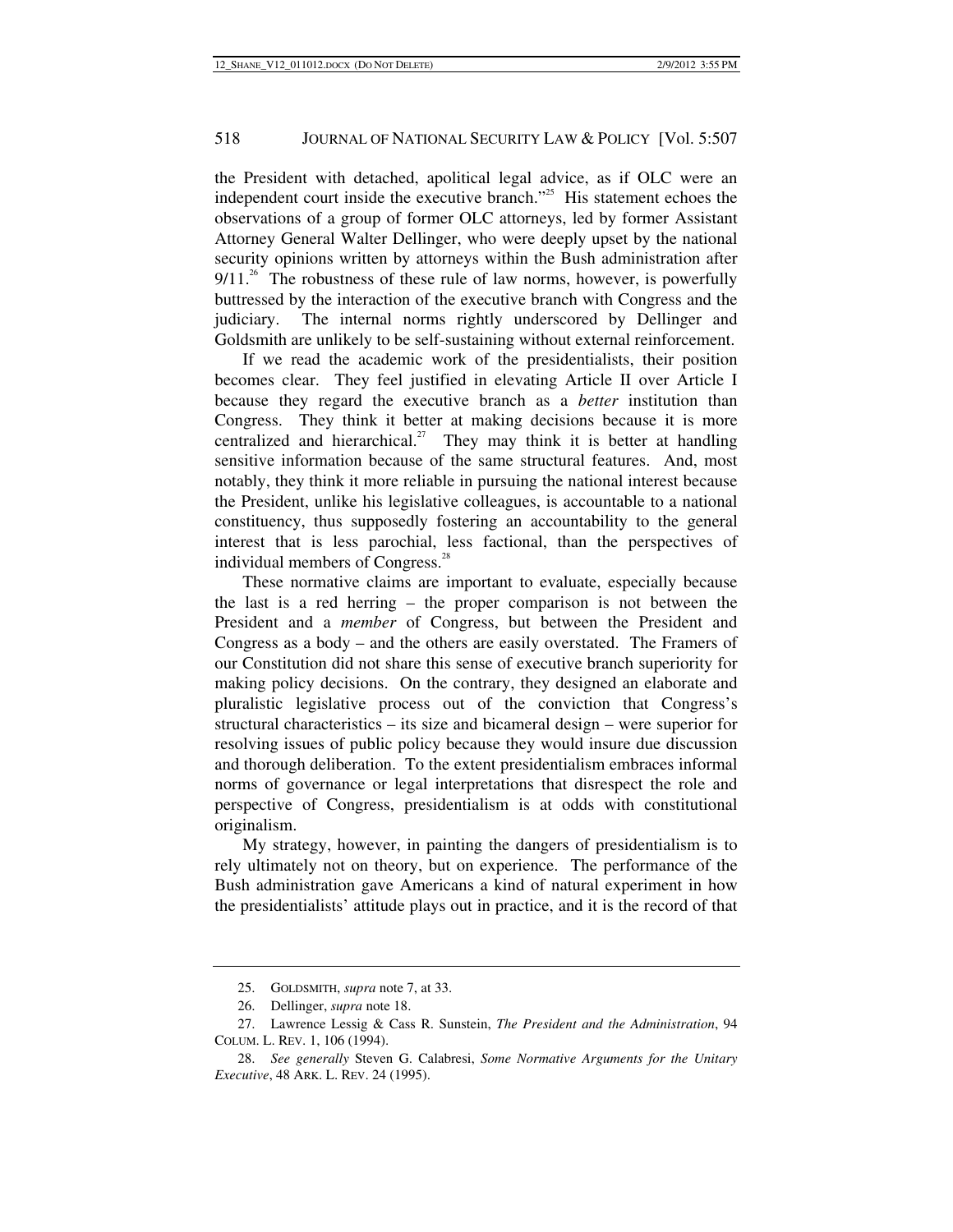the President with detached, apolitical legal advice, as if OLC were an independent court inside the executive branch."[25] His statement echoes the observations of a group of former OLC attorneys, led by former Assistant Attorney General Walter Dellinger, who were deeply upset by the national security opinions written by attorneys within the Bush administration after 9/11.[26] The robustness of these rule of law norms, however, is powerfully buttressed by the interaction of the executive branch with Congress and the judiciary. The internal norms rightly underscored by Dellinger and Goldsmith are unlikely to be self-sustaining without external reinforcement.

If we read the academic work of the presidentialists, their position becomes clear. They feel justified in elevating Article II over Article I because they regard the executive branch as a *better* institution than Congress. They think it better at making decisions because it is more centralized and hierarchical.[27] They may think it is better at handling sensitive information because of the same structural features. And, most notably, they think it more reliable in pursuing the national interest because the President, unlike his legislative colleagues, is accountable to a national constituency, thus supposedly fostering an accountability to the general interest that is less parochial, less factional, than the perspectives of individual members of Congress.[28]

These normative claims are important to evaluate, especially because the last is a red herring – the proper comparison is not between the President and a *member* of Congress, but between the President and Congress as a body – and the others are easily overstated. The Framers of our Constitution did not share this sense of executive branch superiority for making policy decisions. On the contrary, they designed an elaborate and pluralistic legislative process out of the conviction that Congress's structural characteristics – its size and bicameral design – were superior for resolving issues of public policy because they would insure due discussion and thorough deliberation. To the extent presidentialism embraces informal norms of governance or legal interpretations that disrespect the role and perspective of Congress, presidentialism is at odds with constitutional originalism.

My strategy, however, in painting the dangers of presidentialism is to rely ultimately not on theory, but on experience. The performance of the Bush administration gave Americans a kind of natural experiment in how the presidentialists' attitude plays out in practice, and it is the record of that

---

25. GOLDSMITH, *supra* note 7, at 33.

26. Dellinger, *supra* note 18.

27. Lawrence Lessig & Cass R. Sunstein, *The President and the Administration*, 94 COLUM. L. REV. 1, 106 (1994).

28. *See generally* Steven G. Calabresi, *Some Normative Arguments for the Unitary Executive*, 48 ARK. L. REV. 24 (1995).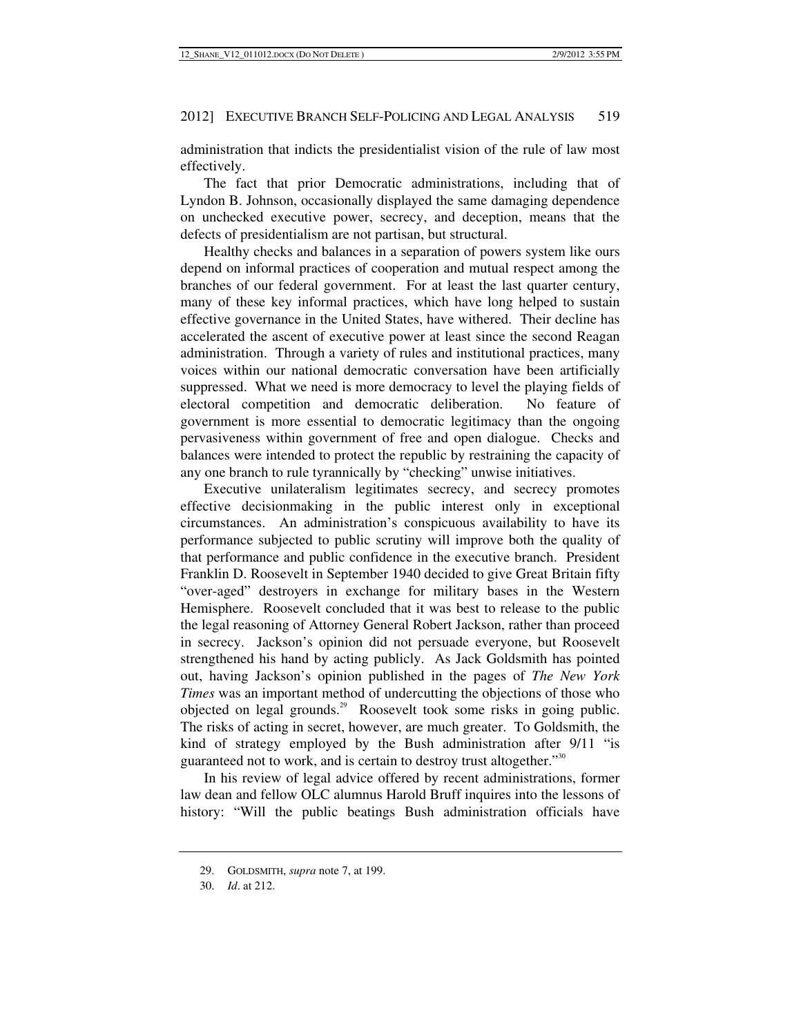administration that indicts the presidentialist vision of the rule of law most effectively.

The fact that prior Democratic administrations, including that of Lyndon B. Johnson, occasionally displayed the same damaging dependence on unchecked executive power, secrecy, and deception, means that the defects of presidentialism are not partisan, but structural.

Healthy checks and balances in a separation of powers system like ours depend on informal practices of cooperation and mutual respect among the branches of our federal government. For at least the last quarter century, many of these key informal practices, which have long helped to sustain effective governance in the United States, have withered. Their decline has accelerated the ascent of executive power at least since the second Reagan administration. Through a variety of rules and institutional practices, many voices within our national democratic conversation have been artificially suppressed. What we need is more democracy to level the playing fields of electoral competition and democratic deliberation. No feature of government is more essential to democratic legitimacy than the ongoing pervasiveness within government of free and open dialogue. Checks and balances were intended to protect the republic by restraining the capacity of any one branch to rule tyrannically by "checking" unwise initiatives.

Executive unilateralism legitimates secrecy, and secrecy promotes effective decisionmaking in the public interest only in exceptional circumstances. An administration's conspicuous availability to have its performance subjected to public scrutiny will improve both the quality of that performance and public confidence in the executive branch. President Franklin D. Roosevelt in September 1940 decided to give Great Britain fifty "over-aged" destroyers in exchange for military bases in the Western Hemisphere. Roosevelt concluded that it was best to release to the public the legal reasoning of Attorney General Robert Jackson, rather than proceed in secrecy. Jackson's opinion did not persuade everyone, but Roosevelt strengthened his hand by acting publicly. As Jack Goldsmith has pointed out, having Jackson's opinion published in the pages of *The New York Times* was an important method of undercutting the objections of those who objected on legal grounds.[29] Roosevelt took some risks in going public. The risks of acting in secret, however, are much greater. To Goldsmith, the kind of strategy employed by the Bush administration after 9/11 "is guaranteed not to work, and is certain to destroy trust altogether."[30]

In his review of legal advice offered by recent administrations, former law dean and fellow OLC alumnus Harold Bruff inquires into the lessons of history: "Will the public beatings Bush administration officials have

---

29. GOLDSMITH, *supra* note 7, at 199.

30. *Id*. at 212.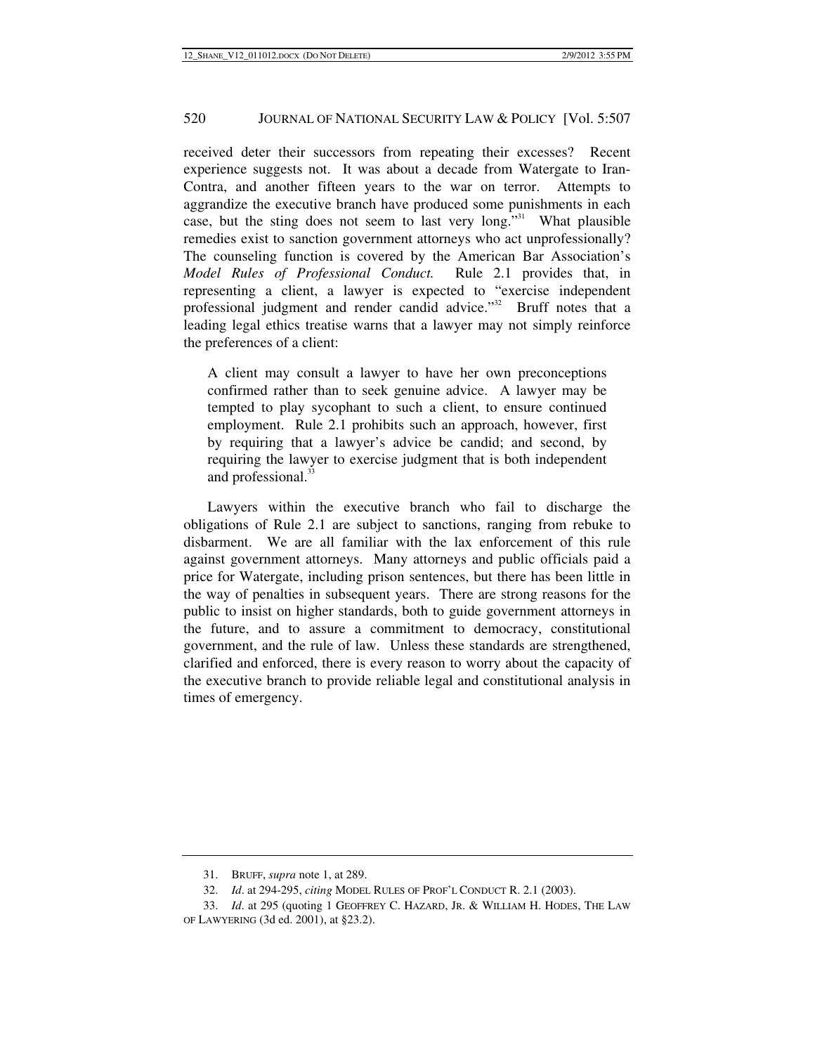received deter their successors from repeating their excesses? Recent experience suggests not. It was about a decade from Watergate to Iran-Contra, and another fifteen years to the war on terror. Attempts to aggrandize the executive branch have produced some punishments in each case, but the sting does not seem to last very long."[31] What plausible remedies exist to sanction government attorneys who act unprofessionally? The counseling function is covered by the American Bar Association's *Model Rules of Professional Conduct.* Rule 2.1 provides that, in representing a client, a lawyer is expected to "exercise independent professional judgment and render candid advice."[32] Bruff notes that a leading legal ethics treatise warns that a lawyer may not simply reinforce the preferences of a client:

> A client may consult a lawyer to have her own preconceptions confirmed rather than to seek genuine advice. A lawyer may be tempted to play sycophant to such a client, to ensure continued employment. Rule 2.1 prohibits such an approach, however, first by requiring that a lawyer's advice be candid; and second, by requiring the lawyer to exercise judgment that is both independent and professional.[33]

Lawyers within the executive branch who fail to discharge the obligations of Rule 2.1 are subject to sanctions, ranging from rebuke to disbarment. We are all familiar with the lax enforcement of this rule against government attorneys. Many attorneys and public officials paid a price for Watergate, including prison sentences, but there has been little in the way of penalties in subsequent years. There are strong reasons for the public to insist on higher standards, both to guide government attorneys in the future, and to assure a commitment to democracy, constitutional government, and the rule of law. Unless these standards are strengthened, clarified and enforced, there is every reason to worry about the capacity of the executive branch to provide reliable legal and constitutional analysis in times of emergency.

---

31. BRUFF, *supra* note 1, at 289.

32. *Id*. at 294-295, *citing* MODEL RULES OF PROF'L CONDUCT R. 2.1 (2003).

33. *Id*. at 295 (quoting 1 GEOFFREY C. HAZARD, JR. & WILLIAM H. HODES, THE LAW OF LAWYERING (3d ed. 2001), at §23.2).